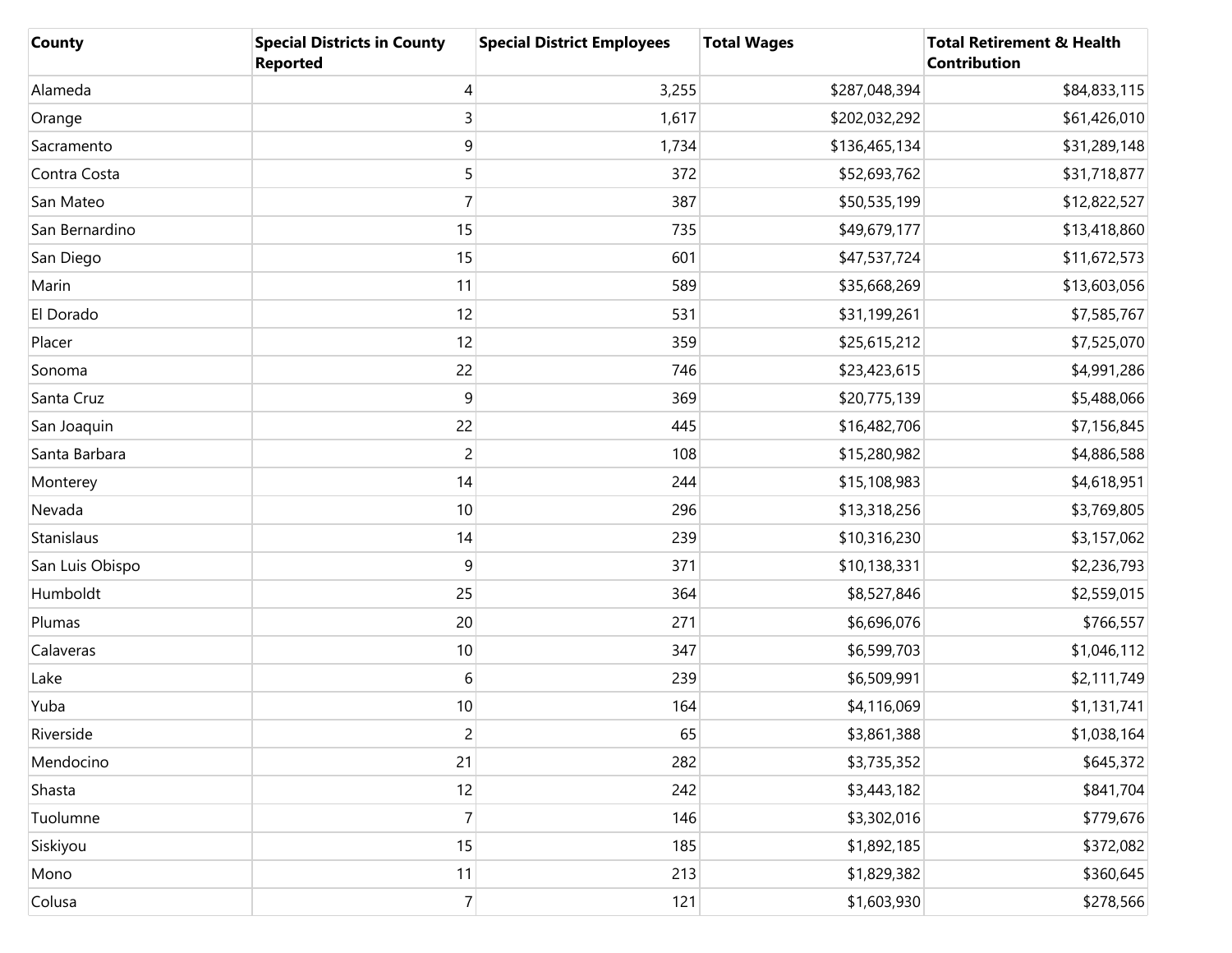| County | Special Districts in County Reported | Special District Employees | Total Wages | Total Retirement & Health Contribution |
|---|---|---|---|---|
| Alameda | 4 | 3,255 | $287,048,394 | $84,833,115 |
| Orange | 3 | 1,617 | $202,032,292 | $61,426,010 |
| Sacramento | 9 | 1,734 | $136,465,134 | $31,289,148 |
| Contra Costa | 5 | 372 | $52,693,762 | $31,718,877 |
| San Mateo | 7 | 387 | $50,535,199 | $12,822,527 |
| San Bernardino | 15 | 735 | $49,679,177 | $13,418,860 |
| San Diego | 15 | 601 | $47,537,724 | $11,672,573 |
| Marin | 11 | 589 | $35,668,269 | $13,603,056 |
| El Dorado | 12 | 531 | $31,199,261 | $7,585,767 |
| Placer | 12 | 359 | $25,615,212 | $7,525,070 |
| Sonoma | 22 | 746 | $23,423,615 | $4,991,286 |
| Santa Cruz | 9 | 369 | $20,775,139 | $5,488,066 |
| San Joaquin | 22 | 445 | $16,482,706 | $7,156,845 |
| Santa Barbara | 2 | 108 | $15,280,982 | $4,886,588 |
| Monterey | 14 | 244 | $15,108,983 | $4,618,951 |
| Nevada | 10 | 296 | $13,318,256 | $3,769,805 |
| Stanislaus | 14 | 239 | $10,316,230 | $3,157,062 |
| San Luis Obispo | 9 | 371 | $10,138,331 | $2,236,793 |
| Humboldt | 25 | 364 | $8,527,846 | $2,559,015 |
| Plumas | 20 | 271 | $6,696,076 | $766,557 |
| Calaveras | 10 | 347 | $6,599,703 | $1,046,112 |
| Lake | 6 | 239 | $6,509,991 | $2,111,749 |
| Yuba | 10 | 164 | $4,116,069 | $1,131,741 |
| Riverside | 2 | 65 | $3,861,388 | $1,038,164 |
| Mendocino | 21 | 282 | $3,735,352 | $645,372 |
| Shasta | 12 | 242 | $3,443,182 | $841,704 |
| Tuolumne | 7 | 146 | $3,302,016 | $779,676 |
| Siskiyou | 15 | 185 | $1,892,185 | $372,082 |
| Mono | 11 | 213 | $1,829,382 | $360,645 |
| Colusa | 7 | 121 | $1,603,930 | $278,566 |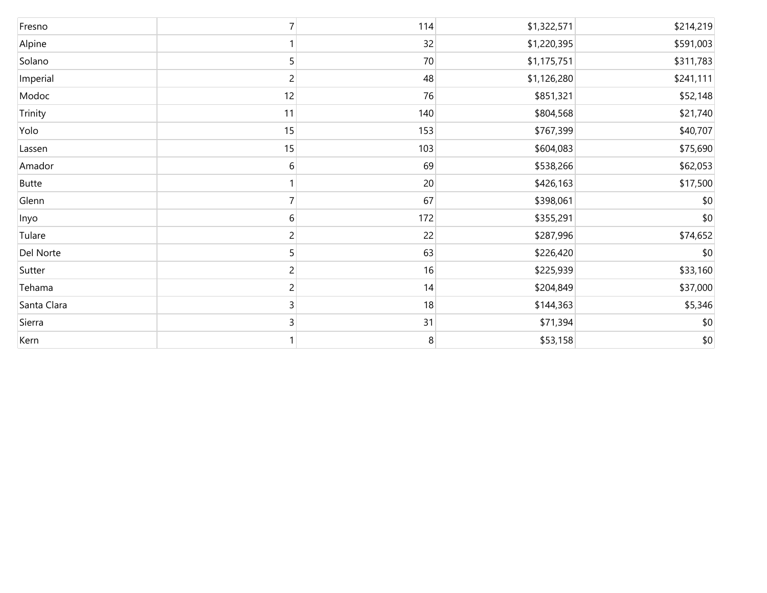| | | | | |
|---|---|---|---|---|
| Fresno | 7 | 114 | $1,322,571 | $214,219 |
| Alpine | 1 | 32 | $1,220,395 | $591,003 |
| Solano | 5 | 70 | $1,175,751 | $311,783 |
| Imperial | 2 | 48 | $1,126,280 | $241,111 |
| Modoc | 12 | 76 | $851,321 | $52,148 |
| Trinity | 11 | 140 | $804,568 | $21,740 |
| Yolo | 15 | 153 | $767,399 | $40,707 |
| Lassen | 15 | 103 | $604,083 | $75,690 |
| Amador | 6 | 69 | $538,266 | $62,053 |
| Butte | 1 | 20 | $426,163 | $17,500 |
| Glenn | 7 | 67 | $398,061 | $0 |
| Inyo | 6 | 172 | $355,291 | $0 |
| Tulare | 2 | 22 | $287,996 | $74,652 |
| Del Norte | 5 | 63 | $226,420 | $0 |
| Sutter | 2 | 16 | $225,939 | $33,160 |
| Tehama | 2 | 14 | $204,849 | $37,000 |
| Santa Clara | 3 | 18 | $144,363 | $5,346 |
| Sierra | 3 | 31 | $71,394 | $0 |
| Kern | 1 | 8 | $53,158 | $0 |